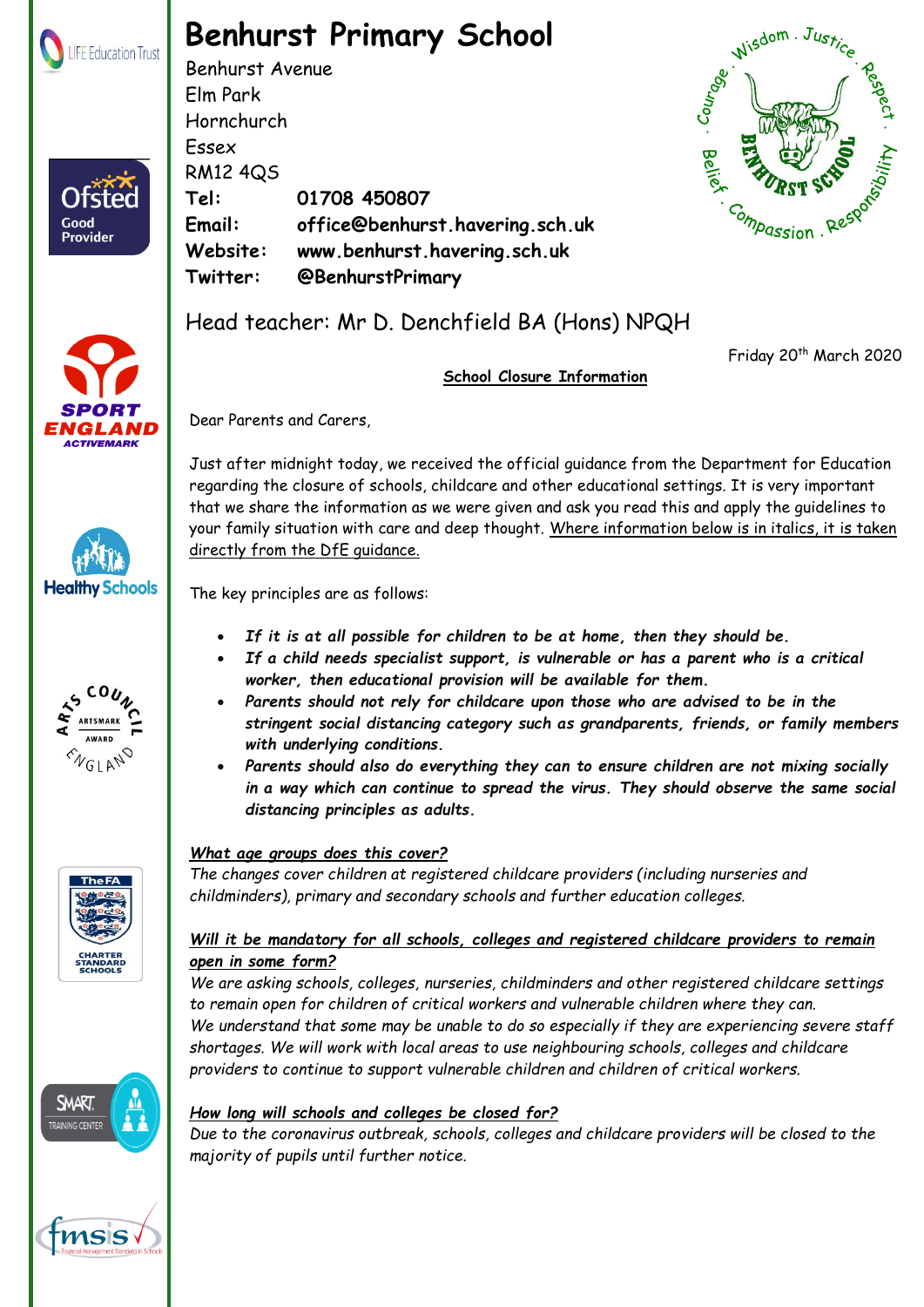# Benhurst Primary School

Benhurst Avenue
Elm Park
Hornchurch
Essex
RM12 4QS

**Tel:** **01708 450807**
**Email:** **office@benhurst.havering.sch.uk**
**Website:** **www.benhurst.havering.sch.uk**
**Twitter:** **@BenhurstPrimary**

Head teacher: Mr D. Denchfield BA (Hons) NPQH

Friday 20th March 2020

## School Closure Information

Dear Parents and Carers,

Just after midnight today, we received the official guidance from the Department for Education regarding the closure of schools, childcare and other educational settings. It is very important that we share the information as we were given and ask you read this and apply the guidelines to your family situation with care and deep thought. Where information below is in italics, it is taken directly from the DfE guidance.

The key principles are as follows:

- ***If it is at all possible for children to be at home, then they should be.***
- ***If a child needs specialist support, is vulnerable or has a parent who is a critical worker, then educational provision will be available for them.***
- ***Parents should not rely for childcare upon those who are advised to be in the stringent social distancing category such as grandparents, friends, or family members with underlying conditions.***
- ***Parents should also do everything they can to ensure children are not mixing socially in a way which can continue to spread the virus. They should observe the same social distancing principles as adults.***

***What age groups does this cover?***

*The changes cover children at registered childcare providers (including nurseries and childminders), primary and secondary schools and further education colleges.*

***Will it be mandatory for all schools, colleges and registered childcare providers to remain open in some form?***

*We are asking schools, colleges, nurseries, childminders and other registered childcare settings to remain open for children of critical workers and vulnerable children where they can.*
*We understand that some may be unable to do so especially if they are experiencing severe staff shortages. We will work with local areas to use neighbouring schools, colleges and childcare providers to continue to support vulnerable children and children of critical workers.*

***How long will schools and colleges be closed for?***

*Due to the coronavirus outbreak, schools, colleges and childcare providers will be closed to the majority of pupils until further notice.*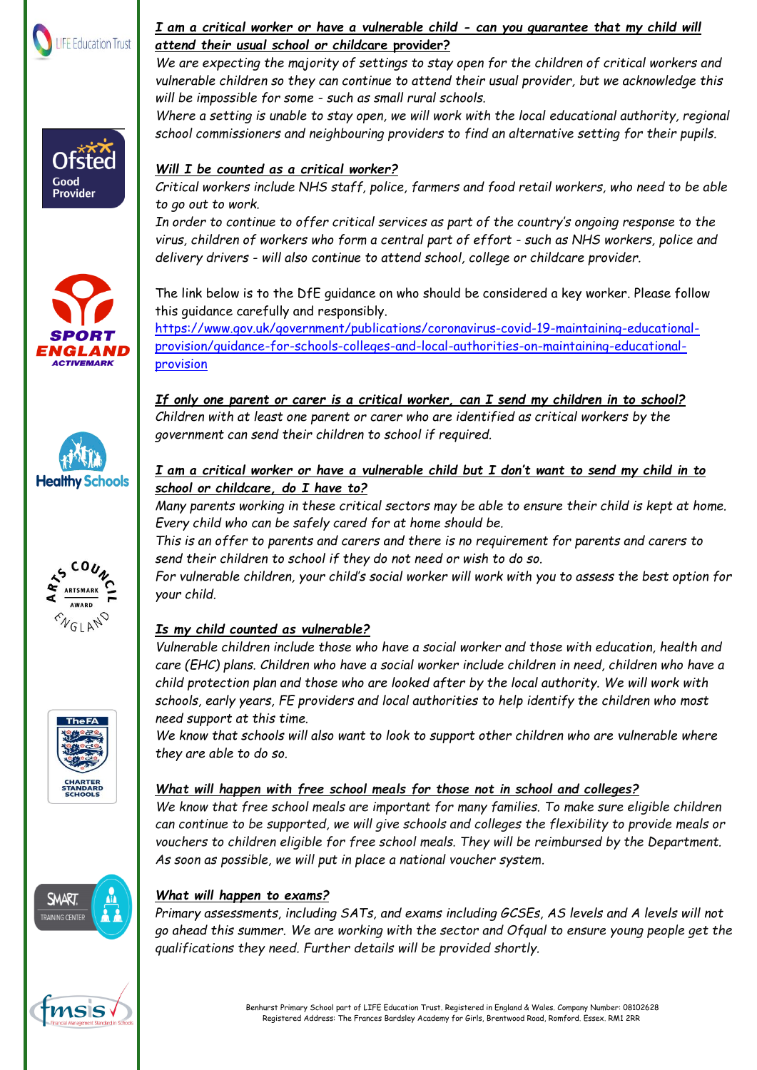***I am a critical worker or have a vulnerable child - can you guarantee that my child will attend their usual school or childcare provider?***

*We are expecting the majority of settings to stay open for the children of critical workers and vulnerable children so they can continue to attend their usual provider, but we acknowledge this will be impossible for some - such as small rural schools.*

*Where a setting is unable to stay open, we will work with the local educational authority, regional school commissioners and neighbouring providers to find an alternative setting for their pupils.*

***Will I be counted as a critical worker?***

*Critical workers include NHS staff, police, farmers and food retail workers, who need to be able to go out to work.*

*In order to continue to offer critical services as part of the country's ongoing response to the virus, children of workers who form a central part of effort - such as NHS workers, police and delivery drivers - will also continue to attend school, college or childcare provider.*

The link below is to the DfE guidance on who should be considered a key worker. Please follow this guidance carefully and responsibly.

https://www.gov.uk/government/publications/coronavirus-covid-19-maintaining-educational-provision/guidance-for-schools-colleges-and-local-authorities-on-maintaining-educational-provision

***If only one parent or carer is a critical worker, can I send my children in to school?***

*Children with at least one parent or carer who are identified as critical workers by the government can send their children to school if required.*

***I am a critical worker or have a vulnerable child but I don't want to send my child in to school or childcare, do I have to?***

*Many parents working in these critical sectors may be able to ensure their child is kept at home. Every child who can be safely cared for at home should be.*

*This is an offer to parents and carers and there is no requirement for parents and carers to send their children to school if they do not need or wish to do so.*

*For vulnerable children, your child's social worker will work with you to assess the best option for your child.*

***Is my child counted as vulnerable?***

*Vulnerable children include those who have a social worker and those with education, health and care (EHC) plans. Children who have a social worker include children in need, children who have a child protection plan and those who are looked after by the local authority. We will work with schools, early years, FE providers and local authorities to help identify the children who most need support at this time.*

*We know that schools will also want to look to support other children who are vulnerable where they are able to do so.*

***What will happen with free school meals for those not in school and colleges?***

*We know that free school meals are important for many families. To make sure eligible children can continue to be supported, we will give schools and colleges the flexibility to provide meals or vouchers to children eligible for free school meals. They will be reimbursed by the Department. As soon as possible, we will put in place a national voucher system.*

***What will happen to exams?***

*Primary assessments, including SATs, and exams including GCSEs, AS levels and A levels will not go ahead this summer. We are working with the sector and Ofqual to ensure young people get the qualifications they need. Further details will be provided shortly.*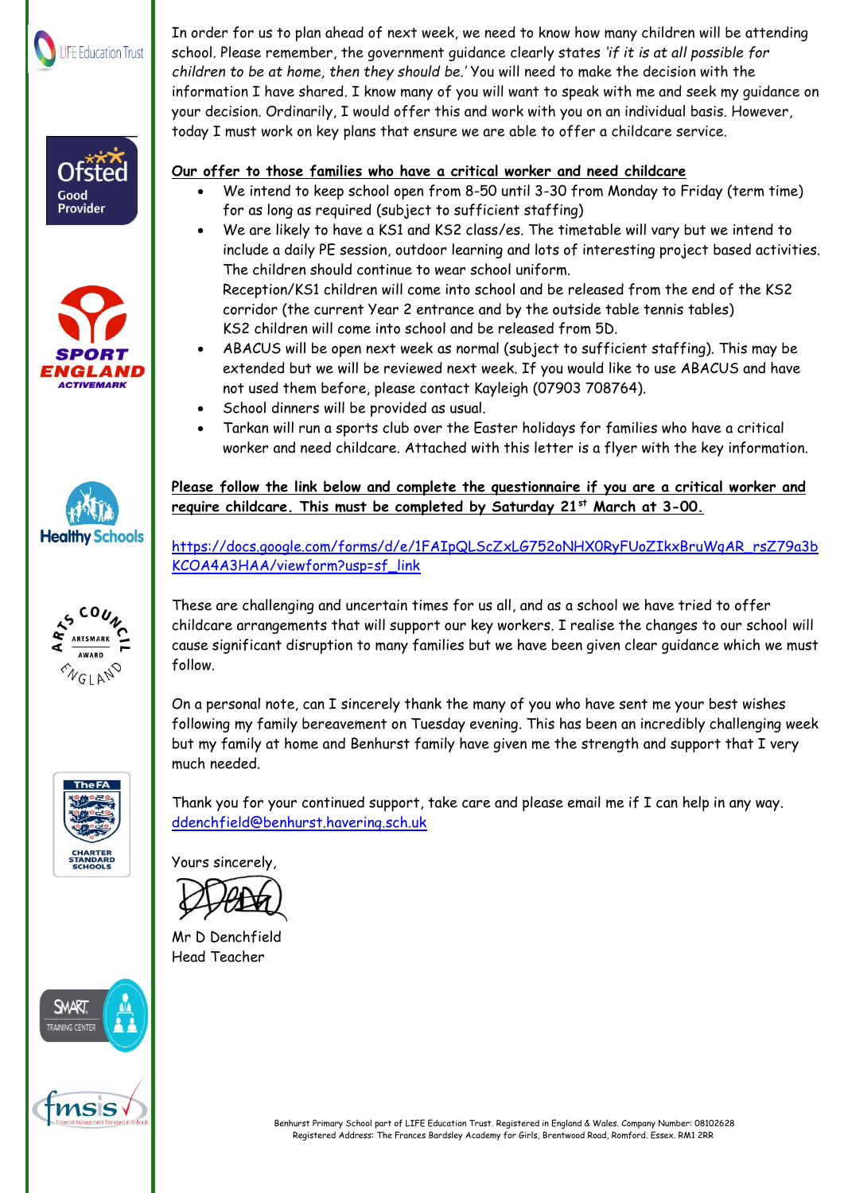In order for us to plan ahead of next week, we need to know how many children will be attending school. Please remember, the government guidance clearly states *'if it is at all possible for children to be at home, then they should be.'* You will need to make the decision with the information I have shared. I know many of you will want to speak with me and seek my guidance on your decision. Ordinarily, I would offer this and work with you on an individual basis. However, today I must work on key plans that ensure we are able to offer a childcare service.

**Our offer to those families who have a critical worker and need childcare**

- We intend to keep school open from 8-50 until 3-30 from Monday to Friday (term time) for as long as required (subject to sufficient staffing)
- We are likely to have a KS1 and KS2 class/es. The timetable will vary but we intend to include a daily PE session, outdoor learning and lots of interesting project based activities. The children should continue to wear school uniform.
  Reception/KS1 children will come into school and be released from the end of the KS2 corridor (the current Year 2 entrance and by the outside table tennis tables)
  KS2 children will come into school and be released from 5D.
- ABACUS will be open next week as normal (subject to sufficient staffing). This may be extended but we will be reviewed next week. If you would like to use ABACUS and have not used them before, please contact Kayleigh (07903 708764).
- School dinners will be provided as usual.
- Tarkan will run a sports club over the Easter holidays for families who have a critical worker and need childcare. Attached with this letter is a flyer with the key information.

**Please follow the link below and complete the questionnaire if you are a critical worker and require childcare. This must be completed by Saturday 21st March at 3-00.**

https://docs.google.com/forms/d/e/1FAIpQLScZxLG752oNHX0RyFUoZIkxBruWgAR_rsZ79a3bKCOA4A3HAA/viewform?usp=sf_link

These are challenging and uncertain times for us all, and as a school we have tried to offer childcare arrangements that will support our key workers. I realise the changes to our school will cause significant disruption to many families but we have been given clear guidance which we must follow.

On a personal note, can I sincerely thank the many of you who have sent me your best wishes following my family bereavement on Tuesday evening. This has been an incredibly challenging week but my family at home and Benhurst family have given me the strength and support that I very much needed.

Thank you for your continued support, take care and please email me if I can help in any way. ddenchfield@benhurst.havering.sch.uk

Yours sincerely,

Mr D Denchfield
Head Teacher